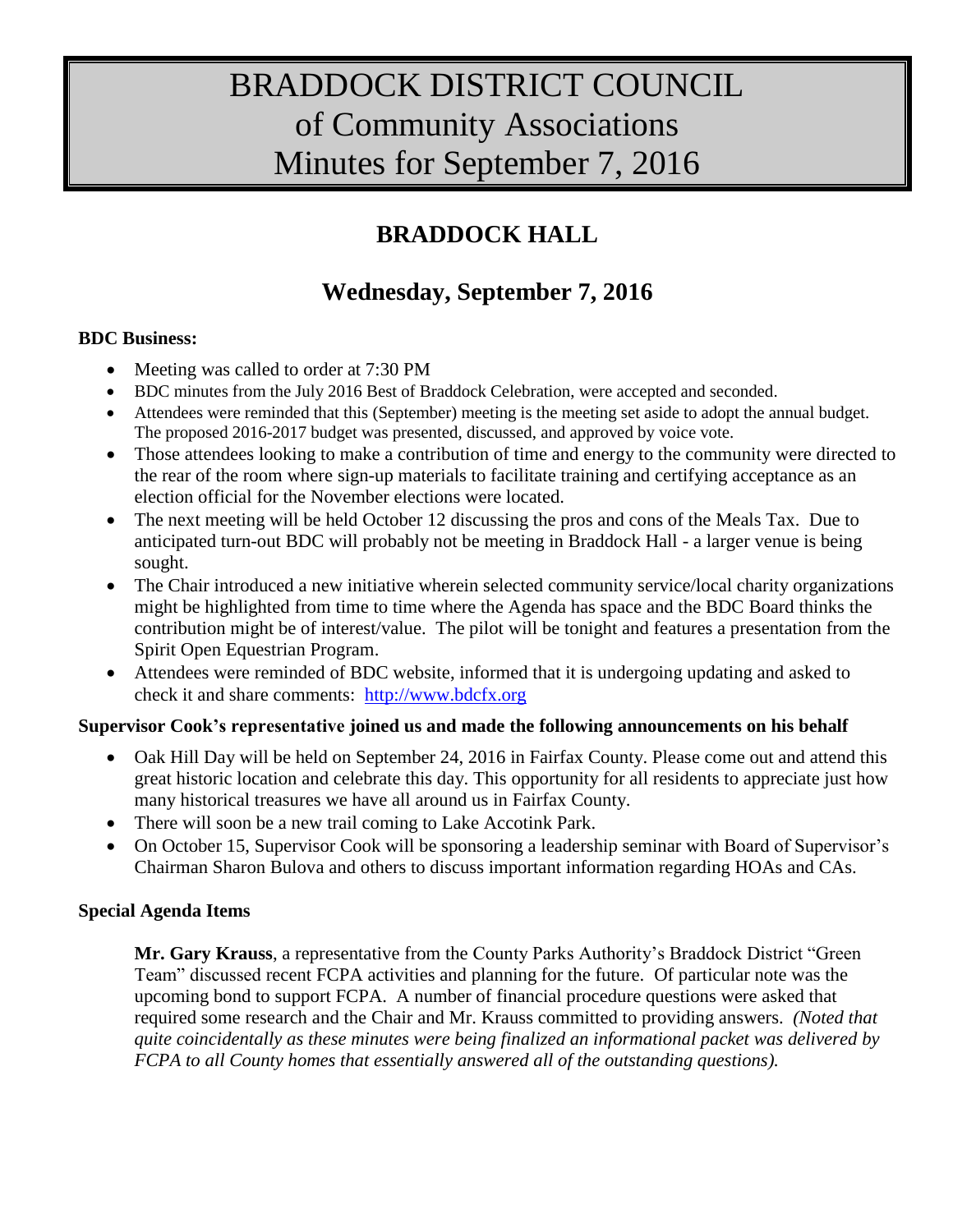# BRADDOCK DISTRICT COUNCIL of Community Associations Minutes for September 7, 2016

## BRADDOCK HALL

## Wednesday, September 7, 2016

**BDC Business:**

- Meeting was called to order at 7:30 PM
- BDC minutes from the July 2016 Best of Braddock Celebration, were accepted and seconded.
- Attendees were reminded that this (September) meeting is the meeting set aside to adopt the annual budget. The proposed 2016-2017 budget was presented, discussed, and approved by voice vote.
- Those attendees looking to make a contribution of time and energy to the community were directed to the rear of the room where sign-up materials to facilitate training and certifying acceptance as an election official for the November elections were located.
- The next meeting will be held October 12 discussing the pros and cons of the Meals Tax. Due to anticipated turn-out BDC will probably not be meeting in Braddock Hall - a larger venue is being sought.
- The Chair introduced a new initiative wherein selected community service/local charity organizations might be highlighted from time to time where the Agenda has space and the BDC Board thinks the contribution might be of interest/value. The pilot will be tonight and features a presentation from the Spirit Open Equestrian Program.
- Attendees were reminded of BDC website, informed that it is undergoing updating and asked to check it and share comments: [http://www.bdcfx.org](http://www.bdcfx.org)

**Supervisor Cook's representative joined us and made the following announcements on his behalf**

- Oak Hill Day will be held on September 24, 2016 in Fairfax County. Please come out and attend this great historic location and celebrate this day. This opportunity for all residents to appreciate just how many historical treasures we have all around us in Fairfax County.
- There will soon be a new trail coming to Lake Accotink Park.
- On October 15, Supervisor Cook will be sponsoring a leadership seminar with Board of Supervisor's Chairman Sharon Bulova and others to discuss important information regarding HOAs and CAs.

**Special Agenda Items**

**Mr. Gary Krauss**, a representative from the County Parks Authority's Braddock District "Green Team" discussed recent FCPA activities and planning for the future. Of particular note was the upcoming bond to support FCPA. A number of financial procedure questions were asked that required some research and the Chair and Mr. Krauss committed to providing answers. *(Noted that quite coincidentally as these minutes were being finalized an informational packet was delivered by FCPA to all County homes that essentially answered all of the outstanding questions).*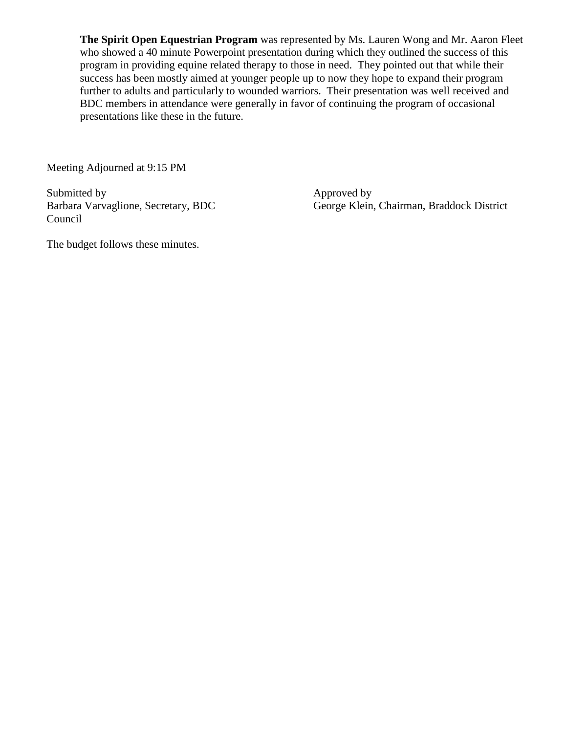**The Spirit Open Equestrian Program** was represented by Ms. Lauren Wong and Mr. Aaron Fleet who showed a 40 minute Powerpoint presentation during which they outlined the success of this program in providing equine related therapy to those in need. They pointed out that while their success has been mostly aimed at younger people up to now they hope to expand their program further to adults and particularly to wounded warriors. Their presentation was well received and BDC members in attendance were generally in favor of continuing the program of occasional presentations like these in the future.

Meeting Adjourned at 9:15 PM

Submitted by
Barbara Varvaglione, Secretary, BDC Council

Approved by
George Klein, Chairman, Braddock District

The budget follows these minutes.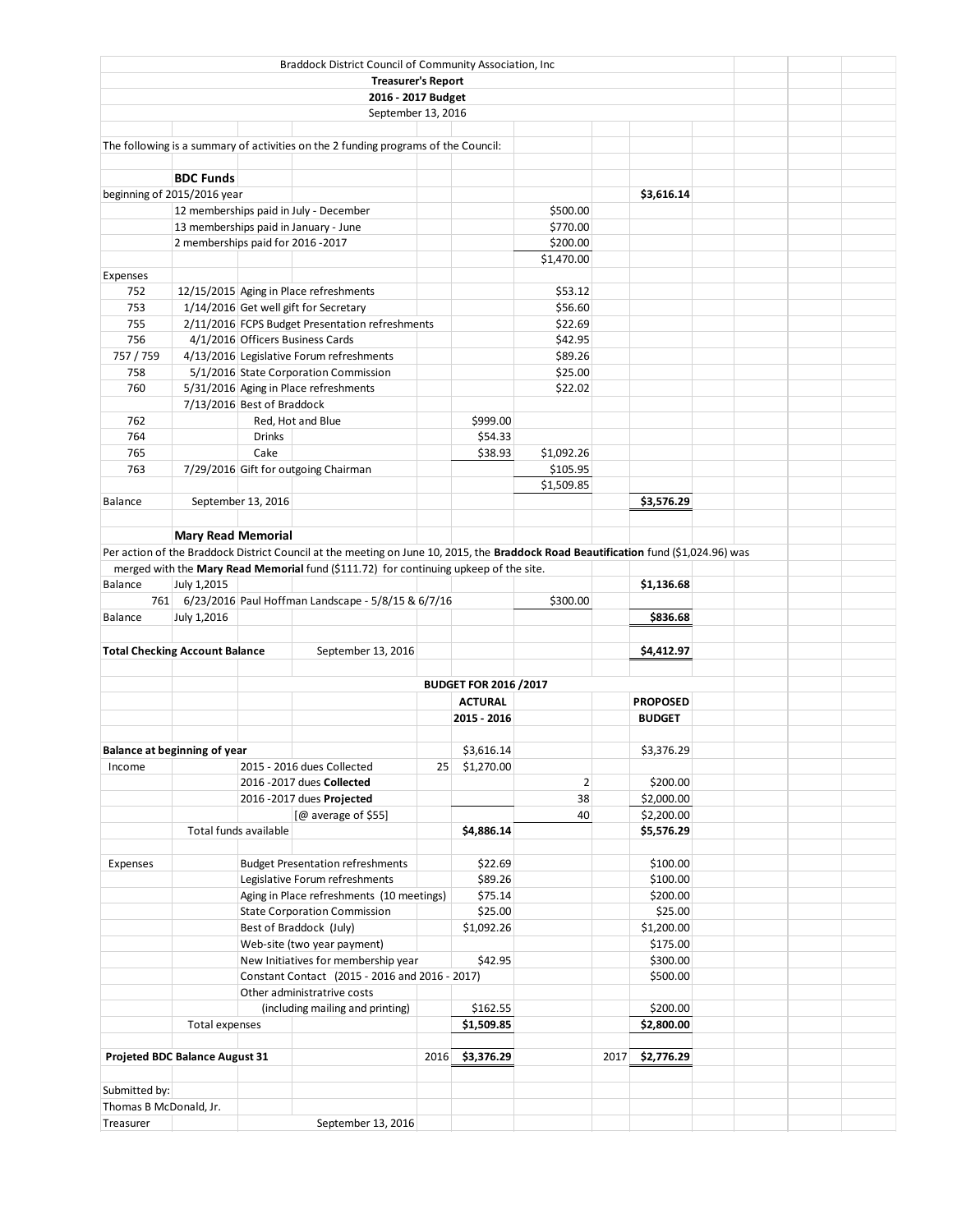Braddock District Council of Community Association, Inc

**Treasurer's Report**

**2016 - 2017 Budget**

September 13, 2016

The following is a summary of activities on the 2 funding programs of the Council:

**BDC Funds**

| | | | | |
|---|---|---|---|---|
| beginning of 2015/2016 year | | | | $3,616.14 |
| | 12 memberships paid in July - December | | $500.00 | |
| | 13 memberships paid in January - June | | $770.00 | |
| | 2 memberships paid for 2016 -2017 | | $200.00 | |
| | | | $1,470.00 | |
| Expenses | | | | |
| 752 | 12/15/2015 Aging in Place refreshments | | $53.12 | |
| 753 | 1/14/2016 Get well gift for Secretary | | $56.60 | |
| 755 | 2/11/2016 FCPS Budget Presentation refreshments | | $22.69 | |
| 756 | 4/1/2016 Officers Business Cards | | $42.95 | |
| 757 / 759 | 4/13/2016 Legislative Forum refreshments | | $89.26 | |
| 758 | 5/1/2016 State Corporation Commission | | $25.00 | |
| 760 | 5/31/2016 Aging in Place refreshments | | $22.02 | |
| | 7/13/2016 Best of Braddock | | | |
| 762 | Red, Hot and Blue | $999.00 | | |
| 764 | Drinks | $54.33 | | |
| 765 | Cake | $38.93 | $1,092.26 | |
| 763 | 7/29/2016 Gift for outgoing Chairman | | $105.95 | |
| | | | $1,509.85 | |
| Balance | September 13, 2016 | | | $3,576.29 |

**Mary Read Memorial**

Per action of the Braddock District Council at the meeting on June 10, 2015, the **Braddock Road Beautification** fund ($1,024.96) was merged with the **Mary Read Memorial** fund ($111.72) for continuing upkeep of the site.

| | | | |
|---|---|---|---|
| Balance | July 1,2015 | | $1,136.68 |
| 761 | 6/23/2016 Paul Hoffman Landscape - 5/8/15 & 6/7/16 | $300.00 | |
| Balance | July 1,2016 | | $836.68 |

**Total Checking Account Balance** September 13, 2016 **$4,412.97**

**BUDGET FOR 2016 /2017**

| | | | | | |
|---|---|---|---|---|---|
| | | | **ACTURAL 2015 - 2016** | | **PROPOSED BUDGET** |
| **Balance at beginning of year** | | | $3,616.14 | | $3,376.29 |
| Income | 2015 - 2016 dues Collected | 25 | $1,270.00 | | |
| | 2016 -2017 dues **Collected** | | | 2 | $200.00 |
| | 2016 -2017 dues **Projected** | | | 38 | $2,000.00 |
| | [@ average of $55] | | | 40 | $2,200.00 |
| | Total funds available | | $4,886.14 | | $5,576.29 |
| Expenses | Budget Presentation refreshments | | $22.69 | | $100.00 |
| | Legislative Forum refreshments | | $89.26 | | $100.00 |
| | Aging in Place refreshments (10 meetings) | | $75.14 | | $200.00 |
| | State Corporation Commission | | $25.00 | | $25.00 |
| | Best of Braddock (July) | | $1,092.26 | | $1,200.00 |
| | Web-site (two year payment) | | | | $175.00 |
| | New Initiatives for membership year | | $42.95 | | $300.00 |
| | Constant Contact (2015 - 2016 and 2016 - 2017) | | | | $500.00 |
| | Other administratrive costs (including mailing and printing) | | $162.55 | | $200.00 |
| | Total expenses | | $1,509.85 | | $2,800.00 |
| **Projeted BDC Balance August 31** | | 2016 | $3,376.29 | 2017 | $2,776.29 |

Submitted by:
Thomas B McDonald, Jr.
Treasurer September 13, 2016